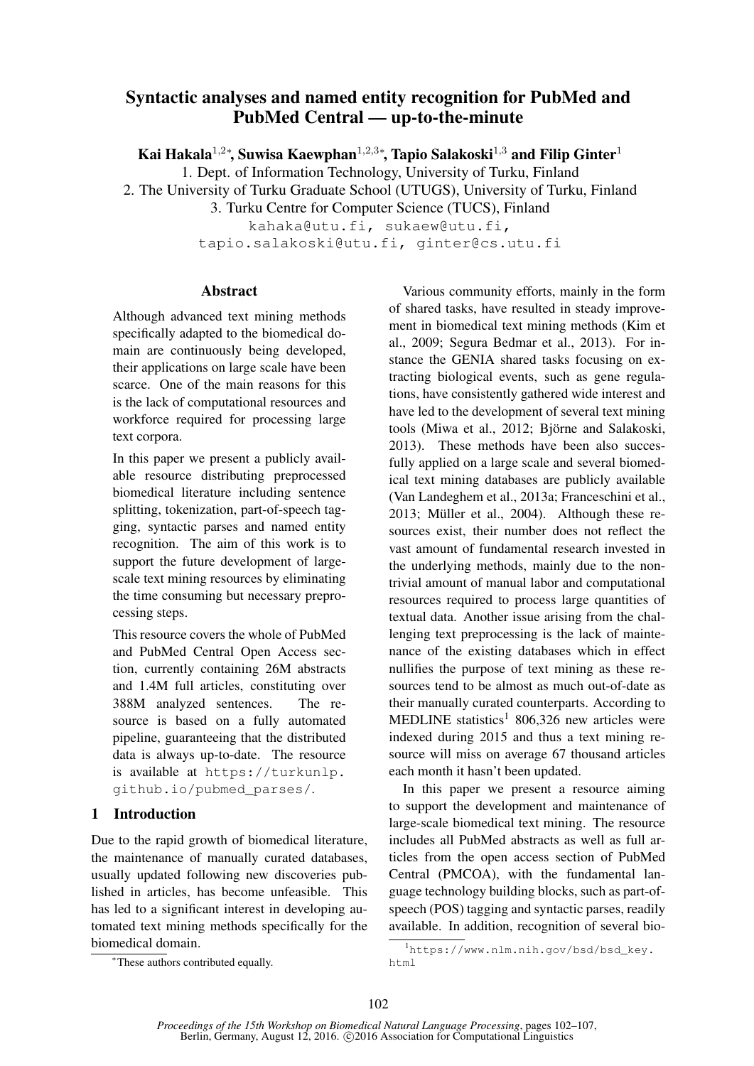# Syntactic analyses and named entity recognition for PubMed and PubMed Central — up-to-the-minute

**Kai Hakala[1,2*], Suwisa Kaewphan[1,2,3*], Tapio Salakoski[1,3] and Filip Ginter[1]**

1. Dept. of Information Technology, University of Turku, Finland
2. The University of Turku Graduate School (UTUGS), University of Turku, Finland
3. Turku Centre for Computer Science (TUCS), Finland

kahaka@utu.fi, sukaew@utu.fi, tapio.salakoski@utu.fi, ginter@cs.utu.fi

## Abstract

Although advanced text mining methods specifically adapted to the biomedical domain are continuously being developed, their applications on large scale have been scarce. One of the main reasons for this is the lack of computational resources and workforce required for processing large text corpora.

In this paper we present a publicly available resource distributing preprocessed biomedical literature including sentence splitting, tokenization, part-of-speech tagging, syntactic parses and named entity recognition. The aim of this work is to support the future development of large-scale text mining resources by eliminating the time consuming but necessary preprocessing steps.

This resource covers the whole of PubMed and PubMed Central Open Access section, currently containing 26M abstracts and 1.4M full articles, constituting over 388M analyzed sentences. The resource is based on a fully automated pipeline, guaranteeing that the distributed data is always up-to-date. The resource is available at https://turkunlp.github.io/pubmed_parses/.

## 1 Introduction

Due to the rapid growth of biomedical literature, the maintenance of manually curated databases, usually updated following new discoveries published in articles, has become unfeasible. This has led to a significant interest in developing automated text mining methods specifically for the biomedical domain.

Various community efforts, mainly in the form of shared tasks, have resulted in steady improvement in biomedical text mining methods (Kim et al., 2009; Segura Bedmar et al., 2013). For instance the GENIA shared tasks focusing on extracting biological events, such as gene regulations, have consistently gathered wide interest and have led to the development of several text mining tools (Miwa et al., 2012; Björne and Salakoski, 2013). These methods have been also successfully applied on a large scale and several biomedical text mining databases are publicly available (Van Landeghem et al., 2013a; Franceschini et al., 2013; Müller et al., 2004). Although these resources exist, their number does not reflect the vast amount of fundamental research invested in the underlying methods, mainly due to the non-trivial amount of manual labor and computational resources required to process large quantities of textual data. Another issue arising from the challenging text preprocessing is the lack of maintenance of the existing databases which in effect nullifies the purpose of text mining as these resources tend to be almost as much out-of-date as their manually curated counterparts. According to MEDLINE statistics[1] 806,326 new articles were indexed during 2015 and thus a text mining resource will miss on average 67 thousand articles each month it hasn't been updated.

In this paper we present a resource aiming to support the development and maintenance of large-scale biomedical text mining. The resource includes all PubMed abstracts as well as full articles from the open access section of PubMed Central (PMCOA), with the fundamental language technology building blocks, such as part-of-speech (POS) tagging and syntactic parses, readily available. In addition, recognition of several bio-

[*] These authors contributed equally.

[1] https://www.nlm.nih.gov/bsd/bsd_key.html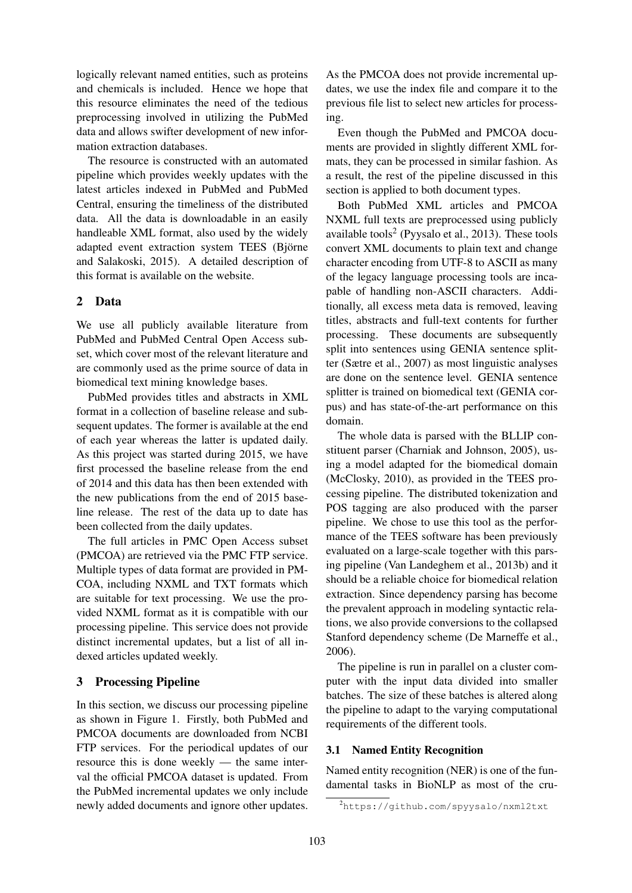logically relevant named entities, such as proteins and chemicals is included. Hence we hope that this resource eliminates the need of the tedious preprocessing involved in utilizing the PubMed data and allows swifter development of new information extraction databases.

The resource is constructed with an automated pipeline which provides weekly updates with the latest articles indexed in PubMed and PubMed Central, ensuring the timeliness of the distributed data. All the data is downloadable in an easily handleable XML format, also used by the widely adapted event extraction system TEES (Björne and Salakoski, 2015). A detailed description of this format is available on the website.

## 2 Data

We use all publicly available literature from PubMed and PubMed Central Open Access subset, which cover most of the relevant literature and are commonly used as the prime source of data in biomedical text mining knowledge bases.

PubMed provides titles and abstracts in XML format in a collection of baseline release and subsequent updates. The former is available at the end of each year whereas the latter is updated daily. As this project was started during 2015, we have first processed the baseline release from the end of 2014 and this data has then been extended with the new publications from the end of 2015 baseline release. The rest of the data up to date has been collected from the daily updates.

The full articles in PMC Open Access subset (PMCOA) are retrieved via the PMC FTP service. Multiple types of data format are provided in PMCOA, including NXML and TXT formats which are suitable for text processing. We use the provided NXML format as it is compatible with our processing pipeline. This service does not provide distinct incremental updates, but a list of all indexed articles updated weekly.

## 3 Processing Pipeline

In this section, we discuss our processing pipeline as shown in Figure 1. Firstly, both PubMed and PMCOA documents are downloaded from NCBI FTP services. For the periodical updates of our resource this is done weekly — the same interval the official PMCOA dataset is updated. From the PubMed incremental updates we only include newly added documents and ignore other updates. As the PMCOA does not provide incremental updates, we use the index file and compare it to the previous file list to select new articles for processing.

Even though the PubMed and PMCOA documents are provided in slightly different XML formats, they can be processed in similar fashion. As a result, the rest of the pipeline discussed in this section is applied to both document types.

Both PubMed XML articles and PMCOA NXML full texts are preprocessed using publicly available tools[2] (Pyysalo et al., 2013). These tools convert XML documents to plain text and change character encoding from UTF-8 to ASCII as many of the legacy language processing tools are incapable of handling non-ASCII characters. Additionally, all excess meta data is removed, leaving titles, abstracts and full-text contents for further processing. These documents are subsequently split into sentences using GENIA sentence splitter (Sætre et al., 2007) as most linguistic analyses are done on the sentence level. GENIA sentence splitter is trained on biomedical text (GENIA corpus) and has state-of-the-art performance on this domain.

The whole data is parsed with the BLLIP constituent parser (Charniak and Johnson, 2005), using a model adapted for the biomedical domain (McClosky, 2010), as provided in the TEES processing pipeline. The distributed tokenization and POS tagging are also produced with the parser pipeline. We chose to use this tool as the performance of the TEES software has been previously evaluated on a large-scale together with this parsing pipeline (Van Landeghem et al., 2013b) and it should be a reliable choice for biomedical relation extraction. Since dependency parsing has become the prevalent approach in modeling syntactic relations, we also provide conversions to the collapsed Stanford dependency scheme (De Marneffe et al., 2006).

The pipeline is run in parallel on a cluster computer with the input data divided into smaller batches. The size of these batches is altered along the pipeline to adapt to the varying computational requirements of the different tools.

### 3.1 Named Entity Recognition

Named entity recognition (NER) is one of the fundamental tasks in BioNLP as most of the cru-

[2] https://github.com/spyysalo/nxml2txt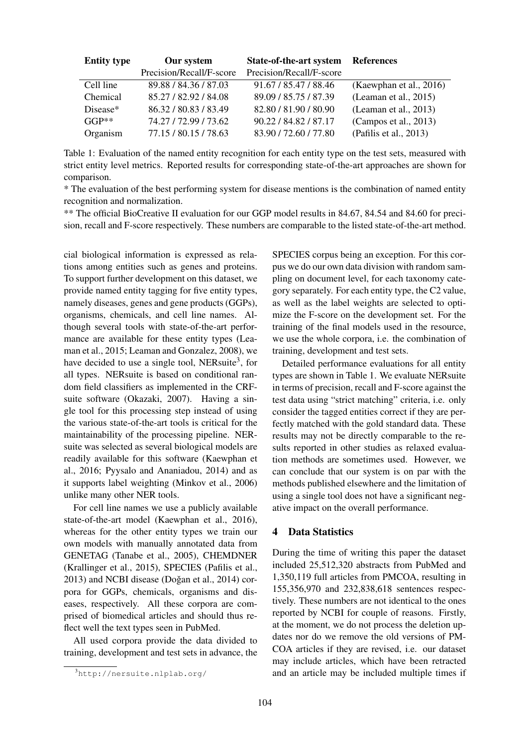| Entity type | Our system | State-of-the-art system | References |
|---|---|---|---|
| | Precision/Recall/F-score | Precision/Recall/F-score | |
| Cell line | 89.88 / 84.36 / 87.03 | 91.67 / 85.47 / 88.46 | (Kaewphan et al., 2016) |
| Chemical | 85.27 / 82.92 / 84.08 | 89.09 / 85.75 / 87.39 | (Leaman et al., 2015) |
| Disease* | 86.32 / 80.83 / 83.49 | 82.80 / 81.90 / 80.90 | (Leaman et al., 2013) |
| GGP** | 74.27 / 72.99 / 73.62 | 90.22 / 84.82 / 87.17 | (Campos et al., 2013) |
| Organism | 77.15 / 80.15 / 78.63 | 83.90 / 72.60 / 77.80 | (Pafilis et al., 2013) |

Table 1: Evaluation of the named entity recognition for each entity type on the test sets, measured with strict entity level metrics. Reported results for corresponding state-of-the-art approaches are shown for comparison.

\* The evaluation of the best performing system for disease mentions is the combination of named entity recognition and normalization.

\*\* The official BioCreative II evaluation for our GGP model results in 84.67, 84.54 and 84.60 for precision, recall and F-score respectively. These numbers are comparable to the listed state-of-the-art method.

cial biological information is expressed as relations among entities such as genes and proteins. To support further development on this dataset, we provide named entity tagging for five entity types, namely diseases, genes and gene products (GGPs), organisms, chemicals, and cell line names. Although several tools with state-of-the-art performance are available for these entity types (Leaman et al., 2015; Leaman and Gonzalez, 2008), we have decided to use a single tool, NERsuite[3], for all types. NERsuite is based on conditional random field classifiers as implemented in the CRFsuite software (Okazaki, 2007). Having a single tool for this processing step instead of using the various state-of-the-art tools is critical for the maintainability of the processing pipeline. NERsuite was selected as several biological models are readily available for this software (Kaewphan et al., 2016; Pyysalo and Ananiadou, 2014) and as it supports label weighting (Minkov et al., 2006) unlike many other NER tools.

For cell line names we use a publicly available state-of-the-art model (Kaewphan et al., 2016), whereas for the other entity types we train our own models with manually annotated data from GENETAG (Tanabe et al., 2005), CHEMDNER (Krallinger et al., 2015), SPECIES (Pafilis et al., 2013) and NCBI disease (Doğan et al., 2014) corpora for GGPs, chemicals, organisms and diseases, respectively. All these corpora are comprised of biomedical articles and should thus reflect well the text types seen in PubMed.

All used corpora provide the data divided to training, development and test sets in advance, the SPECIES corpus being an exception. For this corpus we do our own data division with random sampling on document level, for each taxonomy category separately. For each entity type, the C2 value, as well as the label weights are selected to optimize the F-score on the development set. For the training of the final models used in the resource, we use the whole corpora, i.e. the combination of training, development and test sets.

Detailed performance evaluations for all entity types are shown in Table 1. We evaluate NERsuite in terms of precision, recall and F-score against the test data using "strict matching" criteria, i.e. only consider the tagged entities correct if they are perfectly matched with the gold standard data. These results may not be directly comparable to the results reported in other studies as relaxed evaluation methods are sometimes used. However, we can conclude that our system is on par with the methods published elsewhere and the limitation of using a single tool does not have a significant negative impact on the overall performance.

## 4 Data Statistics

During the time of writing this paper the dataset included 25,512,320 abstracts from PubMed and 1,350,119 full articles from PMCOA, resulting in 155,356,970 and 232,838,618 sentences respectively. These numbers are not identical to the ones reported by NCBI for couple of reasons. Firstly, at the moment, we do not process the deletion updates nor do we remove the old versions of PMCOA articles if they are revised, i.e. our dataset may include articles, which have been retracted and an article may be included multiple times if

[3] http://nersuite.nlplab.org/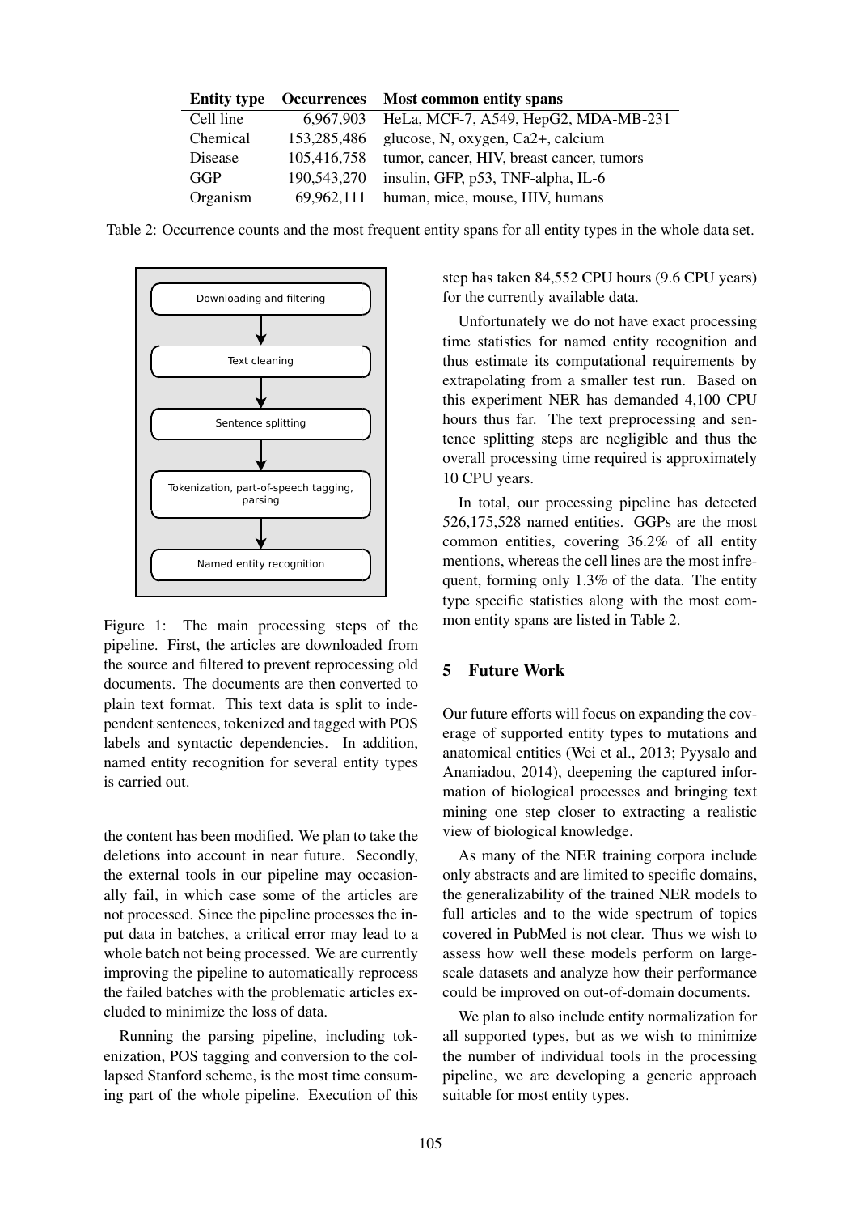| Entity type | Occurrences | Most common entity spans |
|---|---|---|
| Cell line | 6,967,903 | HeLa, MCF-7, A549, HepG2, MDA-MB-231 |
| Chemical | 153,285,486 | glucose, N, oxygen, Ca2+, calcium |
| Disease | 105,416,758 | tumor, cancer, HIV, breast cancer, tumors |
| GGP | 190,543,270 | insulin, GFP, p53, TNF-alpha, IL-6 |
| Organism | 69,962,111 | human, mice, mouse, HIV, humans |

Table 2: Occurrence counts and the most frequent entity spans for all entity types in the whole data set.

Figure 1: The main processing steps of the pipeline. First, the articles are downloaded from the source and filtered to prevent reprocessing old documents. The documents are then converted to plain text format. This text data is split to independent sentences, tokenized and tagged with POS labels and syntactic dependencies. In addition, named entity recognition for several entity types is carried out.

the content has been modified. We plan to take the deletions into account in near future. Secondly, the external tools in our pipeline may occasionally fail, in which case some of the articles are not processed. Since the pipeline processes the input data in batches, a critical error may lead to a whole batch not being processed. We are currently improving the pipeline to automatically reprocess the failed batches with the problematic articles excluded to minimize the loss of data.

Running the parsing pipeline, including tokenization, POS tagging and conversion to the collapsed Stanford scheme, is the most time consuming part of the whole pipeline. Execution of this step has taken 84,552 CPU hours (9.6 CPU years) for the currently available data.

Unfortunately we do not have exact processing time statistics for named entity recognition and thus estimate its computational requirements by extrapolating from a smaller test run. Based on this experiment NER has demanded 4,100 CPU hours thus far. The text preprocessing and sentence splitting steps are negligible and thus the overall processing time required is approximately 10 CPU years.

In total, our processing pipeline has detected 526,175,528 named entities. GGPs are the most common entities, covering 36.2% of all entity mentions, whereas the cell lines are the most infrequent, forming only 1.3% of the data. The entity type specific statistics along with the most common entity spans are listed in Table 2.

## 5 Future Work

Our future efforts will focus on expanding the coverage of supported entity types to mutations and anatomical entities (Wei et al., 2013; Pyysalo and Ananiadou, 2014), deepening the captured information of biological processes and bringing text mining one step closer to extracting a realistic view of biological knowledge.

As many of the NER training corpora include only abstracts and are limited to specific domains, the generalizability of the trained NER models to full articles and to the wide spectrum of topics covered in PubMed is not clear. Thus we wish to assess how well these models perform on large-scale datasets and analyze how their performance could be improved on out-of-domain documents.

We plan to also include entity normalization for all supported types, but as we wish to minimize the number of individual tools in the processing pipeline, we are developing a generic approach suitable for most entity types.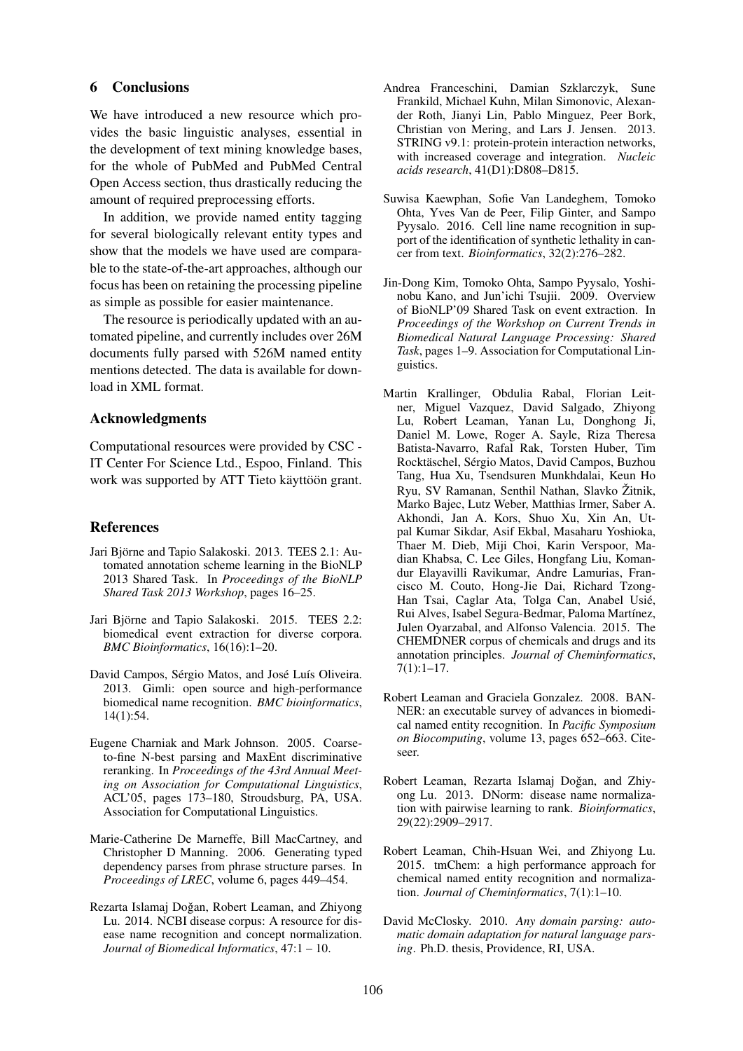## 6 Conclusions

We have introduced a new resource which provides the basic linguistic analyses, essential in the development of text mining knowledge bases, for the whole of PubMed and PubMed Central Open Access section, thus drastically reducing the amount of required preprocessing efforts.

In addition, we provide named entity tagging for several biologically relevant entity types and show that the models we have used are comparable to the state-of-the-art approaches, although our focus has been on retaining the processing pipeline as simple as possible for easier maintenance.

The resource is periodically updated with an automated pipeline, and currently includes over 26M documents fully parsed with 526M named entity mentions detected. The data is available for download in XML format.

### Acknowledgments

Computational resources were provided by CSC - IT Center For Science Ltd., Espoo, Finland. This work was supported by ATT Tieto käyttöön grant.

### References

Jari Björne and Tapio Salakoski. 2013. TEES 2.1: Automated annotation scheme learning in the BioNLP 2013 Shared Task. In *Proceedings of the BioNLP Shared Task 2013 Workshop*, pages 16–25.

Jari Björne and Tapio Salakoski. 2015. TEES 2.2: biomedical event extraction for diverse corpora. *BMC Bioinformatics*, 16(16):1–20.

David Campos, Sérgio Matos, and José Luís Oliveira. 2013. Gimli: open source and high-performance biomedical name recognition. *BMC bioinformatics*, 14(1):54.

Eugene Charniak and Mark Johnson. 2005. Coarse-to-fine N-best parsing and MaxEnt discriminative reranking. In *Proceedings of the 43rd Annual Meeting on Association for Computational Linguistics*, ACL'05, pages 173–180, Stroudsburg, PA, USA. Association for Computational Linguistics.

Marie-Catherine De Marneffe, Bill MacCartney, and Christopher D Manning. 2006. Generating typed dependency parses from phrase structure parses. In *Proceedings of LREC*, volume 6, pages 449–454.

Rezarta Islamaj Doğan, Robert Leaman, and Zhiyong Lu. 2014. NCBI disease corpus: A resource for disease name recognition and concept normalization. *Journal of Biomedical Informatics*, 47:1 – 10.

Andrea Franceschini, Damian Szklarczyk, Sune Frankild, Michael Kuhn, Milan Simonovic, Alexander Roth, Jianyi Lin, Pablo Minguez, Peer Bork, Christian von Mering, and Lars J. Jensen. 2013. STRING v9.1: protein-protein interaction networks, with increased coverage and integration. *Nucleic acids research*, 41(D1):D808–D815.

Suwisa Kaewphan, Sofie Van Landeghem, Tomoko Ohta, Yves Van de Peer, Filip Ginter, and Sampo Pyysalo. 2016. Cell line name recognition in support of the identification of synthetic lethality in cancer from text. *Bioinformatics*, 32(2):276–282.

Jin-Dong Kim, Tomoko Ohta, Sampo Pyysalo, Yoshinobu Kano, and Jun'ichi Tsujii. 2009. Overview of BioNLP'09 Shared Task on event extraction. In *Proceedings of the Workshop on Current Trends in Biomedical Natural Language Processing: Shared Task*, pages 1–9. Association for Computational Linguistics.

Martin Krallinger, Obdulia Rabal, Florian Leitner, Miguel Vazquez, David Salgado, Zhiyong Lu, Robert Leaman, Yanan Lu, Donghong Ji, Daniel M. Lowe, Roger A. Sayle, Riza Theresa Batista-Navarro, Rafal Rak, Torsten Huber, Tim Rocktäschel, Sérgio Matos, David Campos, Buzhou Tang, Hua Xu, Tsendsuren Munkhdalai, Keun Ho Ryu, SV Ramanan, Senthil Nathan, Slavko Žitnik, Marko Bajec, Lutz Weber, Matthias Irmer, Saber A. Akhondi, Jan A. Kors, Shuo Xu, Xin An, Utpal Kumar Sikdar, Asif Ekbal, Masaharu Yoshioka, Thaer M. Dieb, Miji Choi, Karin Verspoor, Madian Khabsa, C. Lee Giles, Hongfang Liu, Komandur Elayavilli Ravikumar, Andre Lamurias, Francisco M. Couto, Hong-Jie Dai, Richard Tzong-Han Tsai, Caglar Ata, Tolga Can, Anabel Usié, Rui Alves, Isabel Segura-Bedmar, Paloma Martínez, Julen Oyarzabal, and Alfonso Valencia. 2015. The CHEMDNER corpus of chemicals and drugs and its annotation principles. *Journal of Cheminformatics*, 7(1):1–17.

Robert Leaman and Graciela Gonzalez. 2008. BANNER: an executable survey of advances in biomedical named entity recognition. In *Pacific Symposium on Biocomputing*, volume 13, pages 652–663. Citeseer.

Robert Leaman, Rezarta Islamaj Doğan, and Zhiyong Lu. 2013. DNorm: disease name normalization with pairwise learning to rank. *Bioinformatics*, 29(22):2909–2917.

Robert Leaman, Chih-Hsuan Wei, and Zhiyong Lu. 2015. tmChem: a high performance approach for chemical named entity recognition and normalization. *Journal of Cheminformatics*, 7(1):1–10.

David McClosky. 2010. *Any domain parsing: automatic domain adaptation for natural language parsing*. Ph.D. thesis, Providence, RI, USA.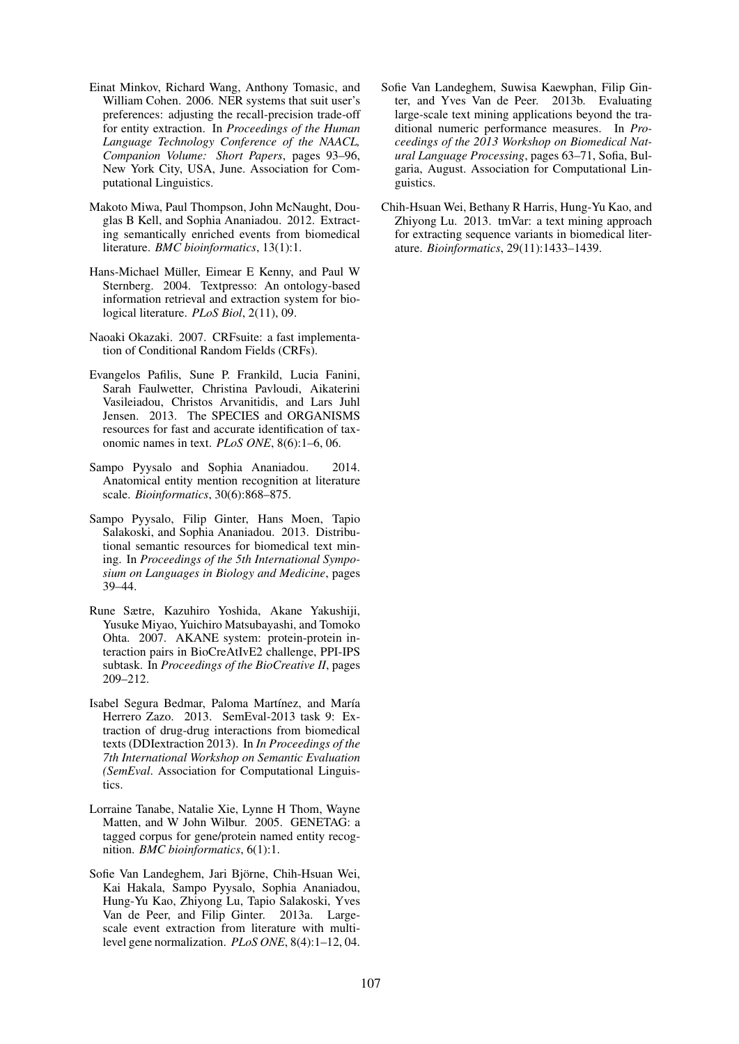Einat Minkov, Richard Wang, Anthony Tomasic, and William Cohen. 2006. NER systems that suit user's preferences: adjusting the recall-precision trade-off for entity extraction. In *Proceedings of the Human Language Technology Conference of the NAACL, Companion Volume: Short Papers*, pages 93–96, New York City, USA, June. Association for Computational Linguistics.

Makoto Miwa, Paul Thompson, John McNaught, Douglas B Kell, and Sophia Ananiadou. 2012. Extracting semantically enriched events from biomedical literature. *BMC bioinformatics*, 13(1):1.

Hans-Michael Müller, Eimear E Kenny, and Paul W Sternberg. 2004. Textpresso: An ontology-based information retrieval and extraction system for biological literature. *PLoS Biol*, 2(11), 09.

Naoaki Okazaki. 2007. CRFsuite: a fast implementation of Conditional Random Fields (CRFs).

Evangelos Pafilis, Sune P. Frankild, Lucia Fanini, Sarah Faulwetter, Christina Pavloudi, Aikaterini Vasileiadou, Christos Arvanitidis, and Lars Juhl Jensen. 2013. The SPECIES and ORGANISMS resources for fast and accurate identification of taxonomic names in text. *PLoS ONE*, 8(6):1–6, 06.

Sampo Pyysalo and Sophia Ananiadou. 2014. Anatomical entity mention recognition at literature scale. *Bioinformatics*, 30(6):868–875.

Sampo Pyysalo, Filip Ginter, Hans Moen, Tapio Salakoski, and Sophia Ananiadou. 2013. Distributional semantic resources for biomedical text mining. In *Proceedings of the 5th International Symposium on Languages in Biology and Medicine*, pages 39–44.

Rune Sætre, Kazuhiro Yoshida, Akane Yakushiji, Yusuke Miyao, Yuichiro Matsubayashi, and Tomoko Ohta. 2007. AKANE system: protein-protein interaction pairs in BioCreAtIvE2 challenge, PPI-IPS subtask. In *Proceedings of the BioCreative II*, pages 209–212.

Isabel Segura Bedmar, Paloma Martínez, and María Herrero Zazo. 2013. SemEval-2013 task 9: Extraction of drug-drug interactions from biomedical texts (DDIextraction 2013). In *In Proceedings of the 7th International Workshop on Semantic Evaluation (SemEval*. Association for Computational Linguistics.

Lorraine Tanabe, Natalie Xie, Lynne H Thom, Wayne Matten, and W John Wilbur. 2005. GENETAG: a tagged corpus for gene/protein named entity recognition. *BMC bioinformatics*, 6(1):1.

Sofie Van Landeghem, Jari Björne, Chih-Hsuan Wei, Kai Hakala, Sampo Pyysalo, Sophia Ananiadou, Hung-Yu Kao, Zhiyong Lu, Tapio Salakoski, Yves Van de Peer, and Filip Ginter. 2013a. Large-scale event extraction from literature with multi-level gene normalization. *PLoS ONE*, 8(4):1–12, 04.

Sofie Van Landeghem, Suwisa Kaewphan, Filip Ginter, and Yves Van de Peer. 2013b. Evaluating large-scale text mining applications beyond the traditional numeric performance measures. In *Proceedings of the 2013 Workshop on Biomedical Natural Language Processing*, pages 63–71, Sofia, Bulgaria, August. Association for Computational Linguistics.

Chih-Hsuan Wei, Bethany R Harris, Hung-Yu Kao, and Zhiyong Lu. 2013. tmVar: a text mining approach for extracting sequence variants in biomedical literature. *Bioinformatics*, 29(11):1433–1439.